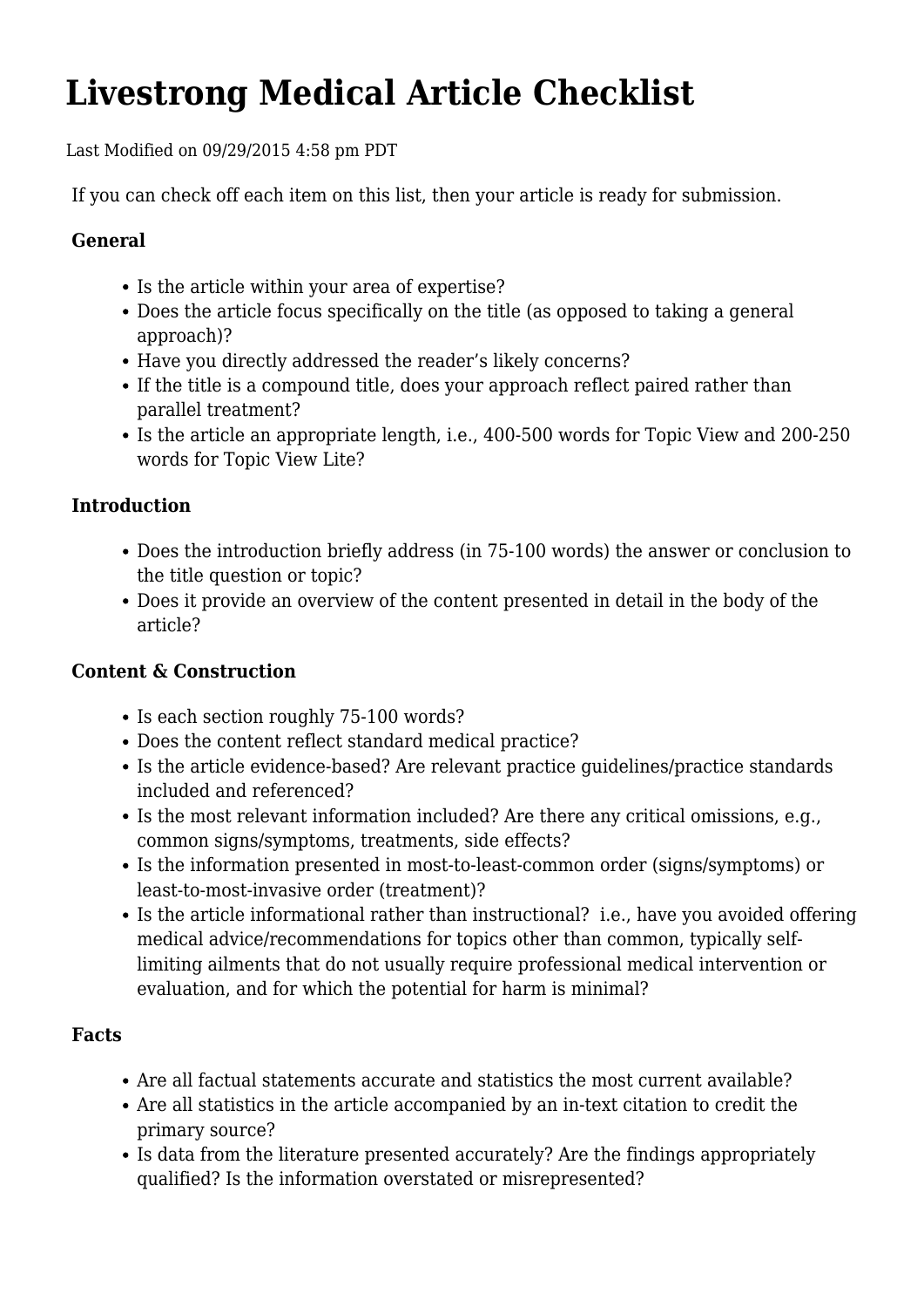# Livestrong Medical Article Checklist

Last Modified on 09/29/2015 4:58 pm PDT

If you can check off each item on this list, then your article is ready for submission.

### General

- Is the article within your area of expertise?
- Does the article focus specifically on the title (as opposed to taking a general approach)?
- Have you directly addressed the reader's likely concerns?
- If the title is a compound title, does your approach reflect paired rather than parallel treatment?
- Is the article an appropriate length, i.e., 400-500 words for Topic View and 200-250 words for Topic View Lite?

### Introduction

- Does the introduction briefly address (in 75-100 words) the answer or conclusion to the title question or topic?
- Does it provide an overview of the content presented in detail in the body of the article?

### Content & Construction

- Is each section roughly 75-100 words?
- Does the content reflect standard medical practice?
- Is the article evidence-based? Are relevant practice guidelines/practice standards included and referenced?
- Is the most relevant information included? Are there any critical omissions, e.g., common signs/symptoms, treatments, side effects?
- Is the information presented in most-to-least-common order (signs/symptoms) or least-to-most-invasive order (treatment)?
- Is the article informational rather than instructional? i.e., have you avoided offering medical advice/recommendations for topics other than common, typically self-limiting ailments that do not usually require professional medical intervention or evaluation, and for which the potential for harm is minimal?

### Facts

- Are all factual statements accurate and statistics the most current available?
- Are all statistics in the article accompanied by an in-text citation to credit the primary source?
- Is data from the literature presented accurately? Are the findings appropriately qualified? Is the information overstated or misrepresented?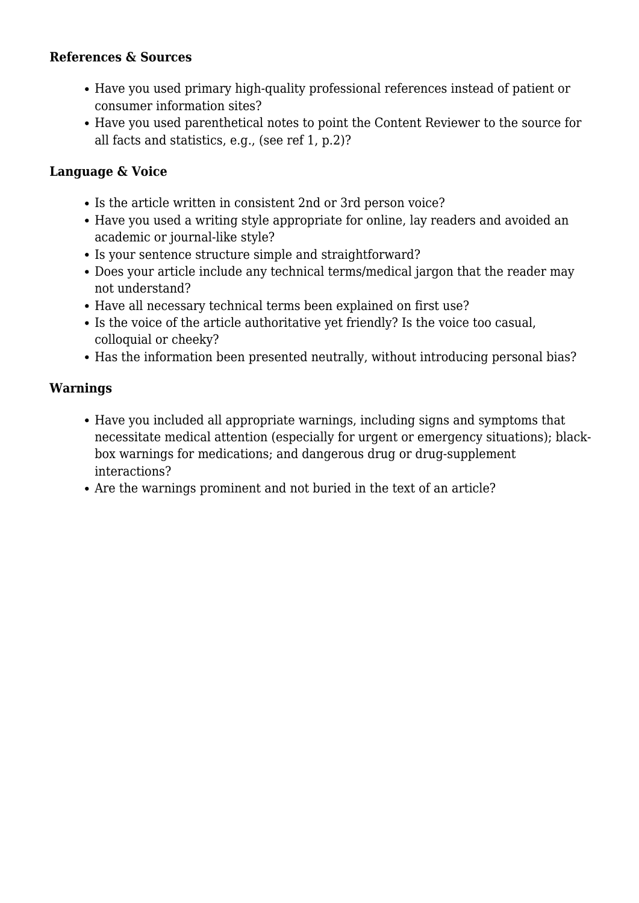**References & Sources**

- Have you used primary high-quality professional references instead of patient or consumer information sites?
- Have you used parenthetical notes to point the Content Reviewer to the source for all facts and statistics, e.g., (see ref 1, p.2)?

**Language & Voice**

- Is the article written in consistent 2nd or 3rd person voice?
- Have you used a writing style appropriate for online, lay readers and avoided an academic or journal-like style?
- Is your sentence structure simple and straightforward?
- Does your article include any technical terms/medical jargon that the reader may not understand?
- Have all necessary technical terms been explained on first use?
- Is the voice of the article authoritative yet friendly? Is the voice too casual, colloquial or cheeky?
- Has the information been presented neutrally, without introducing personal bias?

**Warnings**

- Have you included all appropriate warnings, including signs and symptoms that necessitate medical attention (especially for urgent or emergency situations); black-box warnings for medications; and dangerous drug or drug-supplement interactions?
- Are the warnings prominent and not buried in the text of an article?